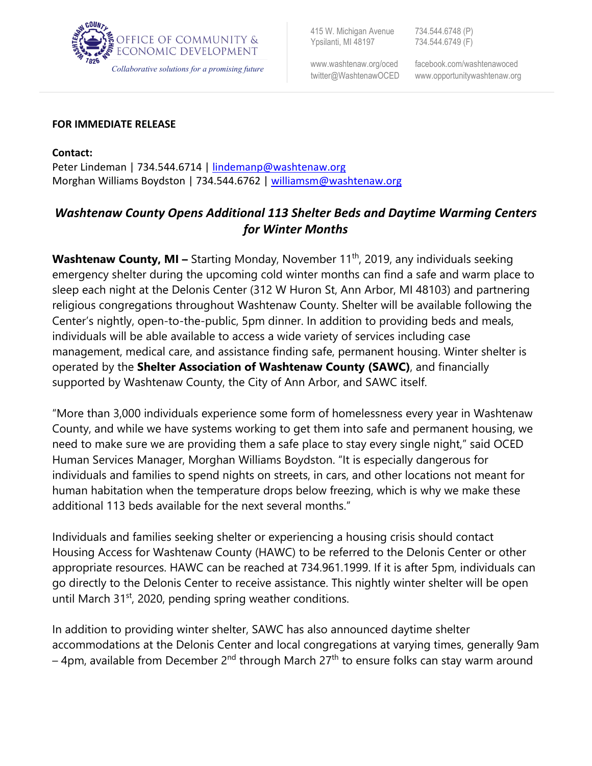OFFICE OF COMMUNITY & ECONOMIC DEVELOPMENT

*Collaborative solutions for a promising future*

415 W. Michigan Avenue
Ypsilanti, MI 48197

734.544.6748 (P)
734.544.6749 (F)

www.washtenaw.org/oced
twitter@WashtenawOCED

facebook.com/washtenawoced
www.opportunitywashtenaw.org

**FOR IMMEDIATE RELEASE**

**Contact:**
Peter Lindeman | 734.544.6714 | lindemanp@washtenaw.org
Morghan Williams Boydston | 734.544.6762 | williamsm@washtenaw.org

## *Washtenaw County Opens Additional 113 Shelter Beds and Daytime Warming Centers for Winter Months*

**Washtenaw County, MI –** Starting Monday, November 11th, 2019, any individuals seeking emergency shelter during the upcoming cold winter months can find a safe and warm place to sleep each night at the Delonis Center (312 W Huron St, Ann Arbor, MI 48103) and partnering religious congregations throughout Washtenaw County. Shelter will be available following the Center's nightly, open-to-the-public, 5pm dinner. In addition to providing beds and meals, individuals will be able available to access a wide variety of services including case management, medical care, and assistance finding safe, permanent housing. Winter shelter is operated by the **Shelter Association of Washtenaw County (SAWC)**, and financially supported by Washtenaw County, the City of Ann Arbor, and SAWC itself.

"More than 3,000 individuals experience some form of homelessness every year in Washtenaw County, and while we have systems working to get them into safe and permanent housing, we need to make sure we are providing them a safe place to stay every single night," said OCED Human Services Manager, Morghan Williams Boydston. "It is especially dangerous for individuals and families to spend nights on streets, in cars, and other locations not meant for human habitation when the temperature drops below freezing, which is why we make these additional 113 beds available for the next several months."

Individuals and families seeking shelter or experiencing a housing crisis should contact Housing Access for Washtenaw County (HAWC) to be referred to the Delonis Center or other appropriate resources. HAWC can be reached at 734.961.1999. If it is after 5pm, individuals can go directly to the Delonis Center to receive assistance. This nightly winter shelter will be open until March 31st, 2020, pending spring weather conditions.

In addition to providing winter shelter, SAWC has also announced daytime shelter accommodations at the Delonis Center and local congregations at varying times, generally 9am – 4pm, available from December 2nd through March 27th to ensure folks can stay warm around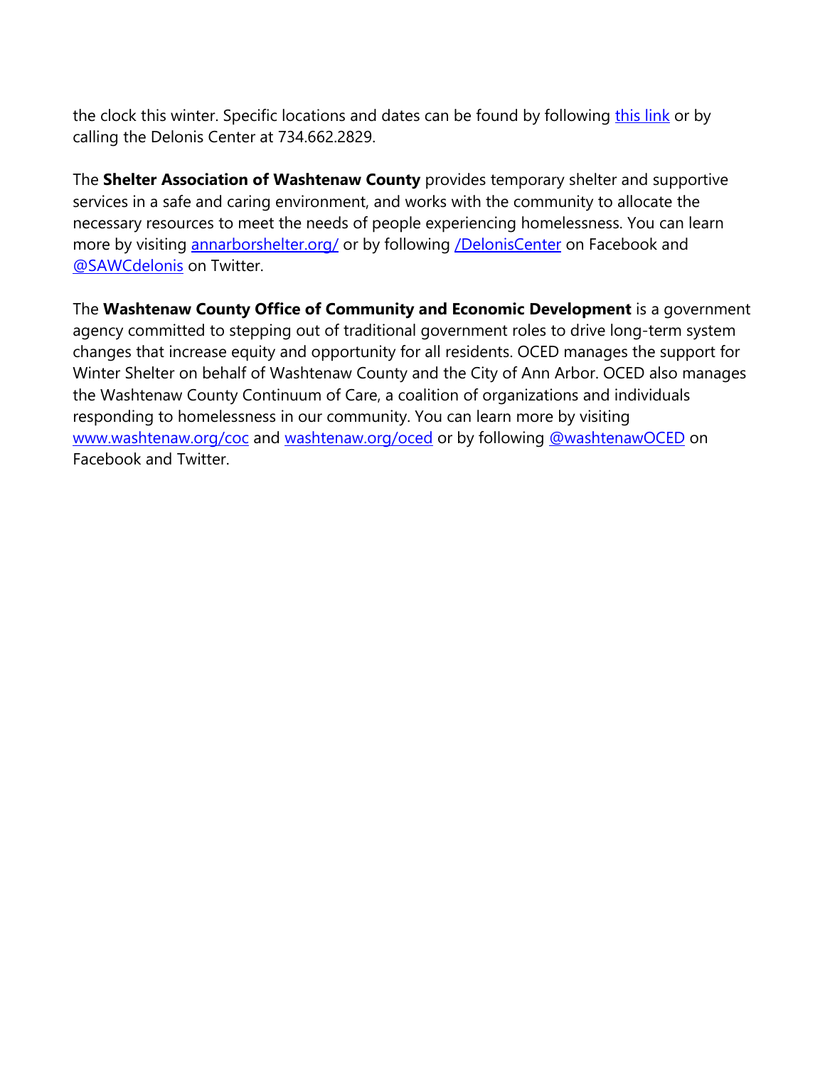the clock this winter. Specific locations and dates can be found by following this link or by calling the Delonis Center at 734.662.2829.

The **Shelter Association of Washtenaw County** provides temporary shelter and supportive services in a safe and caring environment, and works with the community to allocate the necessary resources to meet the needs of people experiencing homelessness. You can learn more by visiting annarborshelter.org/ or by following /DelonisCenter on Facebook and @SAWCdelonis on Twitter.

The **Washtenaw County Office of Community and Economic Development** is a government agency committed to stepping out of traditional government roles to drive long-term system changes that increase equity and opportunity for all residents. OCED manages the support for Winter Shelter on behalf of Washtenaw County and the City of Ann Arbor. OCED also manages the Washtenaw County Continuum of Care, a coalition of organizations and individuals responding to homelessness in our community. You can learn more by visiting www.washtenaw.org/coc and washtenaw.org/oced or by following @washtenawOCED on Facebook and Twitter.